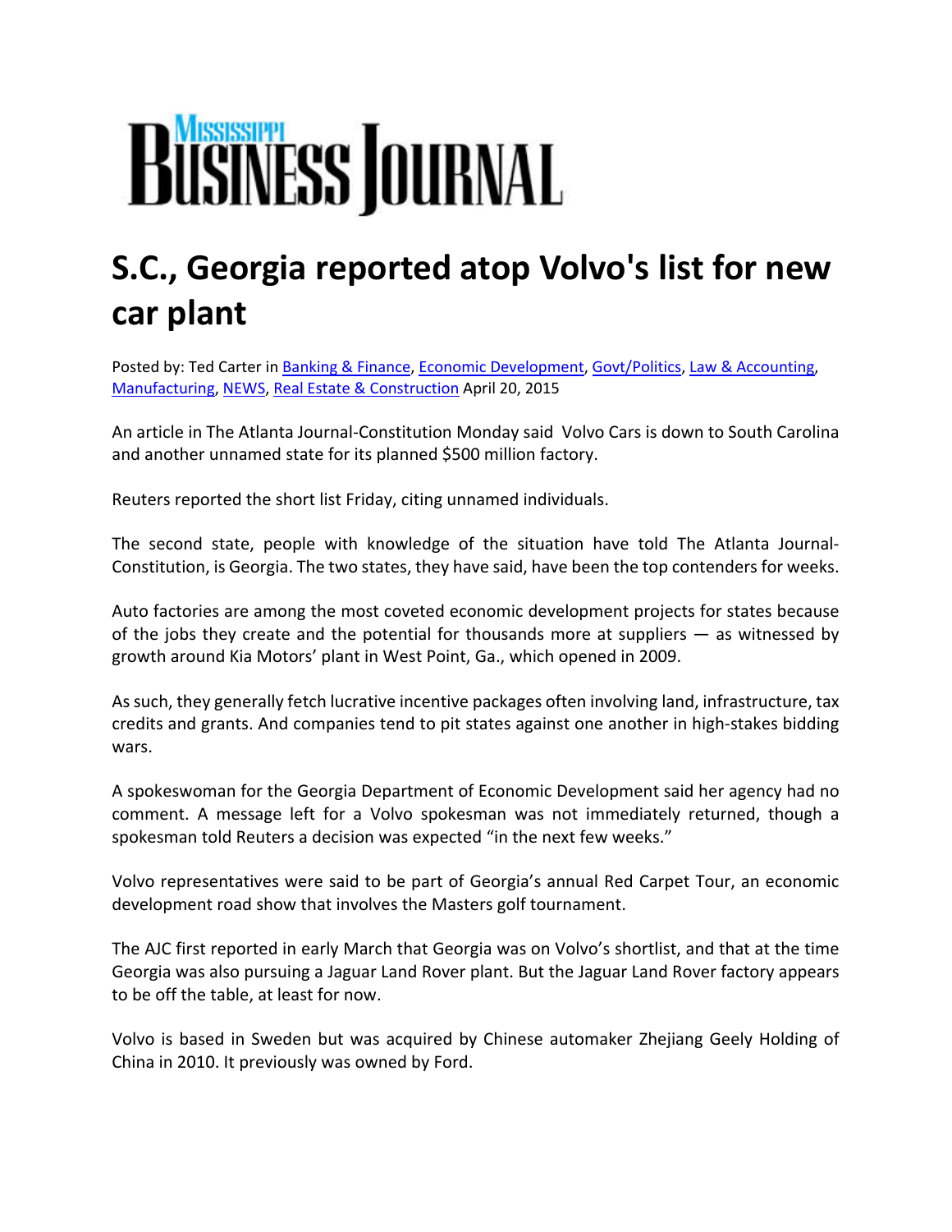# Mississippi Business Journal

## S.C., Georgia reported atop Volvo's list for new car plant

Posted by: Ted Carter in Banking & Finance, Economic Development, Govt/Politics, Law & Accounting, Manufacturing, NEWS, Real Estate & Construction April 20, 2015

An article in The Atlanta Journal-Constitution Monday said Volvo Cars is down to South Carolina and another unnamed state for its planned $500 million factory.

Reuters reported the short list Friday, citing unnamed individuals.

The second state, people with knowledge of the situation have told The Atlanta Journal-Constitution, is Georgia. The two states, they have said, have been the top contenders for weeks.

Auto factories are among the most coveted economic development projects for states because of the jobs they create and the potential for thousands more at suppliers — as witnessed by growth around Kia Motors' plant in West Point, Ga., which opened in 2009.

As such, they generally fetch lucrative incentive packages often involving land, infrastructure, tax credits and grants. And companies tend to pit states against one another in high-stakes bidding wars.

A spokeswoman for the Georgia Department of Economic Development said her agency had no comment. A message left for a Volvo spokesman was not immediately returned, though a spokesman told Reuters a decision was expected "in the next few weeks."

Volvo representatives were said to be part of Georgia's annual Red Carpet Tour, an economic development road show that involves the Masters golf tournament.

The AJC first reported in early March that Georgia was on Volvo's shortlist, and that at the time Georgia was also pursuing a Jaguar Land Rover plant. But the Jaguar Land Rover factory appears to be off the table, at least for now.

Volvo is based in Sweden but was acquired by Chinese automaker Zhejiang Geely Holding of China in 2010. It previously was owned by Ford.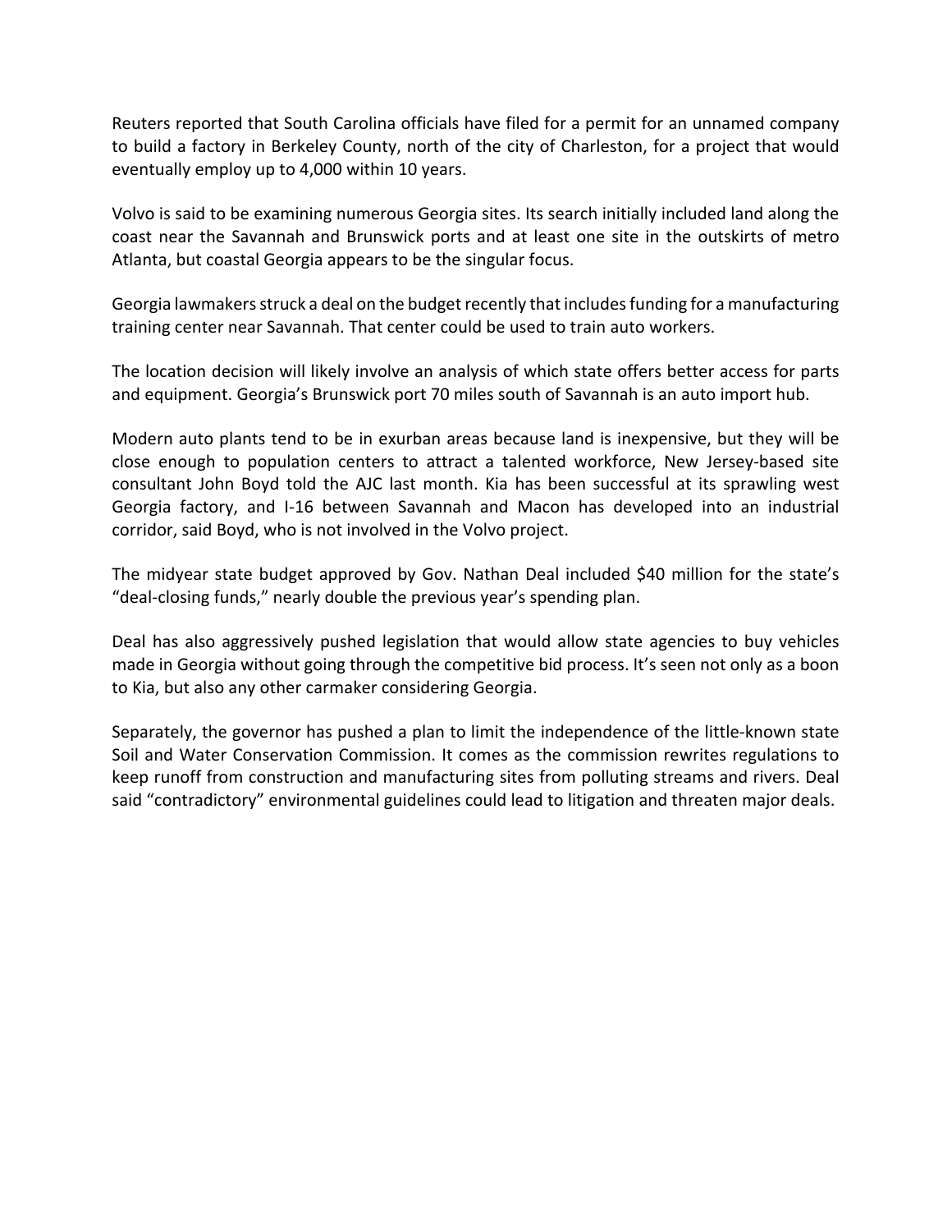Reuters reported that South Carolina officials have filed for a permit for an unnamed company to build a factory in Berkeley County, north of the city of Charleston, for a project that would eventually employ up to 4,000 within 10 years.

Volvo is said to be examining numerous Georgia sites. Its search initially included land along the coast near the Savannah and Brunswick ports and at least one site in the outskirts of metro Atlanta, but coastal Georgia appears to be the singular focus.

Georgia lawmakers struck a deal on the budget recently that includes funding for a manufacturing training center near Savannah. That center could be used to train auto workers.

The location decision will likely involve an analysis of which state offers better access for parts and equipment. Georgia's Brunswick port 70 miles south of Savannah is an auto import hub.

Modern auto plants tend to be in exurban areas because land is inexpensive, but they will be close enough to population centers to attract a talented workforce, New Jersey-based site consultant John Boyd told the AJC last month. Kia has been successful at its sprawling west Georgia factory, and I-16 between Savannah and Macon has developed into an industrial corridor, said Boyd, who is not involved in the Volvo project.

The midyear state budget approved by Gov. Nathan Deal included $40 million for the state's "deal-closing funds," nearly double the previous year's spending plan.

Deal has also aggressively pushed legislation that would allow state agencies to buy vehicles made in Georgia without going through the competitive bid process. It's seen not only as a boon to Kia, but also any other carmaker considering Georgia.

Separately, the governor has pushed a plan to limit the independence of the little-known state Soil and Water Conservation Commission. It comes as the commission rewrites regulations to keep runoff from construction and manufacturing sites from polluting streams and rivers. Deal said "contradictory" environmental guidelines could lead to litigation and threaten major deals.